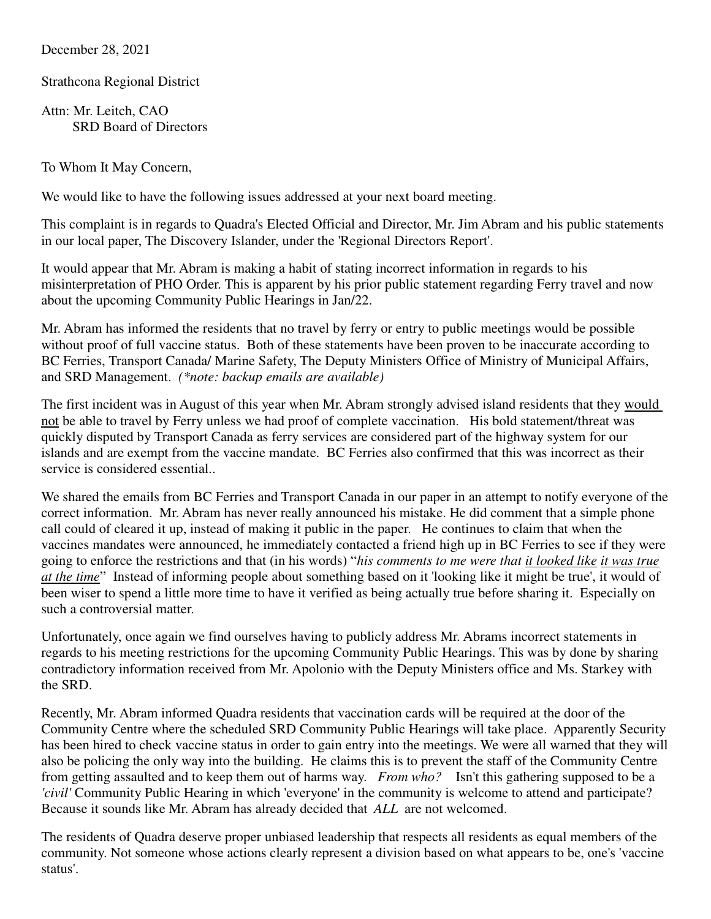December 28, 2021

Strathcona Regional District

Attn: Mr. Leitch, CAO
SRD Board of Directors

To Whom It May Concern,

We would like to have the following issues addressed at your next board meeting.

This complaint is in regards to Quadra's Elected Official and Director, Mr. Jim Abram and his public statements in our local paper, The Discovery Islander, under the 'Regional Directors Report'.

It would appear that Mr. Abram is making a habit of stating incorrect information in regards to his misinterpretation of PHO Order. This is apparent by his prior public statement regarding Ferry travel and now about the upcoming Community Public Hearings in Jan/22.

Mr. Abram has informed the residents that no travel by ferry or entry to public meetings would be possible without proof of full vaccine status. Both of these statements have been proven to be inaccurate according to BC Ferries, Transport Canada/ Marine Safety, The Deputy Ministers Office of Ministry of Municipal Affairs, and SRD Management. *(\*note: backup emails are available)*

The first incident was in August of this year when Mr. Abram strongly advised island residents that they <u>would not</u> be able to travel by Ferry unless we had proof of complete vaccination. His bold statement/threat was quickly disputed by Transport Canada as ferry services are considered part of the highway system for our islands and are exempt from the vaccine mandate. BC Ferries also confirmed that this was incorrect as their service is considered essential..

We shared the emails from BC Ferries and Transport Canada in our paper in an attempt to notify everyone of the correct information. Mr. Abram has never really announced his mistake. He did comment that a simple phone call could of cleared it up, instead of making it public in the paper. He continues to claim that when the vaccines mandates were announced, he immediately contacted a friend high up in BC Ferries to see if they were going to enforce the restrictions and that (in his words) "*his comments to me were that <u>it looked like</u> <u>it was true at the time</u>*" Instead of informing people about something based on it 'looking like it might be true', it would of been wiser to spend a little more time to have it verified as being actually true before sharing it. Especially on such a controversial matter.

Unfortunately, once again we find ourselves having to publicly address Mr. Abrams incorrect statements in regards to his meeting restrictions for the upcoming Community Public Hearings. This was by done by sharing contradictory information received from Mr. Apolonio with the Deputy Ministers office and Ms. Starkey with the SRD.

Recently, Mr. Abram informed Quadra residents that vaccination cards will be required at the door of the Community Centre where the scheduled SRD Community Public Hearings will take place. Apparently Security has been hired to check vaccine status in order to gain entry into the meetings. We were all warned that they will also be policing the only way into the building. He claims this is to prevent the staff of the Community Centre from getting assaulted and to keep them out of harms way. *From who?* Isn't this gathering supposed to be a *'civil'* Community Public Hearing in which 'everyone' in the community is welcome to attend and participate? Because it sounds like Mr. Abram has already decided that *ALL* are not welcomed.

The residents of Quadra deserve proper unbiased leadership that respects all residents as equal members of the community. Not someone whose actions clearly represent a division based on what appears to be, one's 'vaccine status'.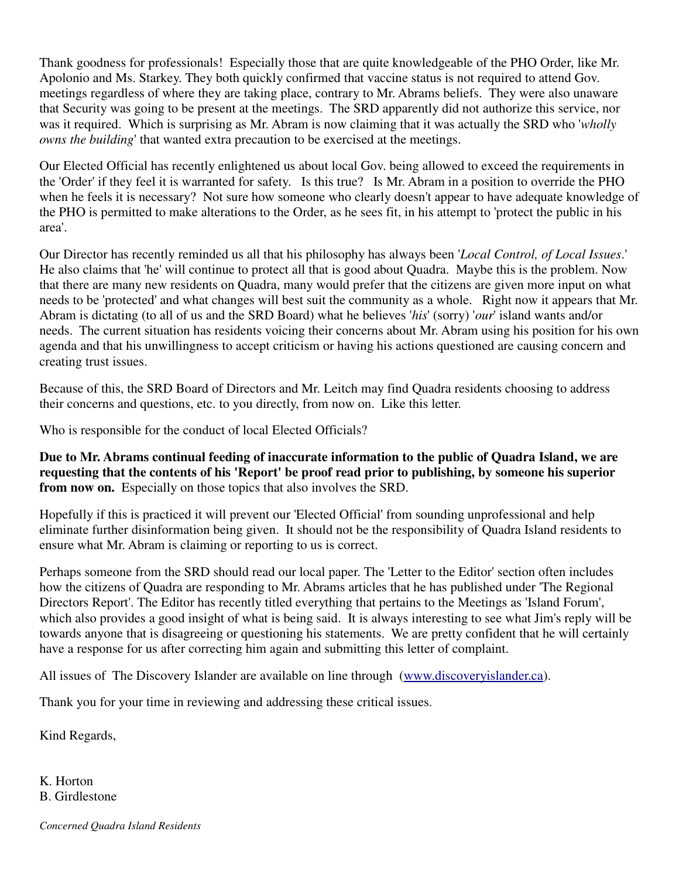Thank goodness for professionals! Especially those that are quite knowledgeable of the PHO Order, like Mr. Apolonio and Ms. Starkey. They both quickly confirmed that vaccine status is not required to attend Gov. meetings regardless of where they are taking place, contrary to Mr. Abrams beliefs. They were also unaware that Security was going to be present at the meetings. The SRD apparently did not authorize this service, nor was it required. Which is surprising as Mr. Abram is now claiming that it was actually the SRD who '*wholly owns the building*' that wanted extra precaution to be exercised at the meetings.

Our Elected Official has recently enlightened us about local Gov. being allowed to exceed the requirements in the 'Order' if they feel it is warranted for safety. Is this true? Is Mr. Abram in a position to override the PHO when he feels it is necessary? Not sure how someone who clearly doesn't appear to have adequate knowledge of the PHO is permitted to make alterations to the Order, as he sees fit, in his attempt to 'protect the public in his area'.

Our Director has recently reminded us all that his philosophy has always been '*Local Control, of Local Issues*.' He also claims that 'he' will continue to protect all that is good about Quadra. Maybe this is the problem. Now that there are many new residents on Quadra, many would prefer that the citizens are given more input on what needs to be 'protected' and what changes will best suit the community as a whole. Right now it appears that Mr. Abram is dictating (to all of us and the SRD Board) what he believes '*his*' (sorry) '*our*' island wants and/or needs. The current situation has residents voicing their concerns about Mr. Abram using his position for his own agenda and that his unwillingness to accept criticism or having his actions questioned are causing concern and creating trust issues.

Because of this, the SRD Board of Directors and Mr. Leitch may find Quadra residents choosing to address their concerns and questions, etc. to you directly, from now on. Like this letter.

Who is responsible for the conduct of local Elected Officials?

**Due to Mr. Abrams continual feeding of inaccurate information to the public of Quadra Island, we are requesting that the contents of his 'Report' be proof read prior to publishing, by someone his superior from now on.** Especially on those topics that also involves the SRD.

Hopefully if this is practiced it will prevent our 'Elected Official' from sounding unprofessional and help eliminate further disinformation being given. It should not be the responsibility of Quadra Island residents to ensure what Mr. Abram is claiming or reporting to us is correct.

Perhaps someone from the SRD should read our local paper. The 'Letter to the Editor' section often includes how the citizens of Quadra are responding to Mr. Abrams articles that he has published under 'The Regional Directors Report'. The Editor has recently titled everything that pertains to the Meetings as 'Island Forum', which also provides a good insight of what is being said. It is always interesting to see what Jim's reply will be towards anyone that is disagreeing or questioning his statements. We are pretty confident that he will certainly have a response for us after correcting him again and submitting this letter of complaint.

All issues of The Discovery Islander are available on line through (www.discoveryislander.ca).

Thank you for your time in reviewing and addressing these critical issues.

Kind Regards,

K. Horton
B. Girdlestone

*Concerned Quadra Island Residents*